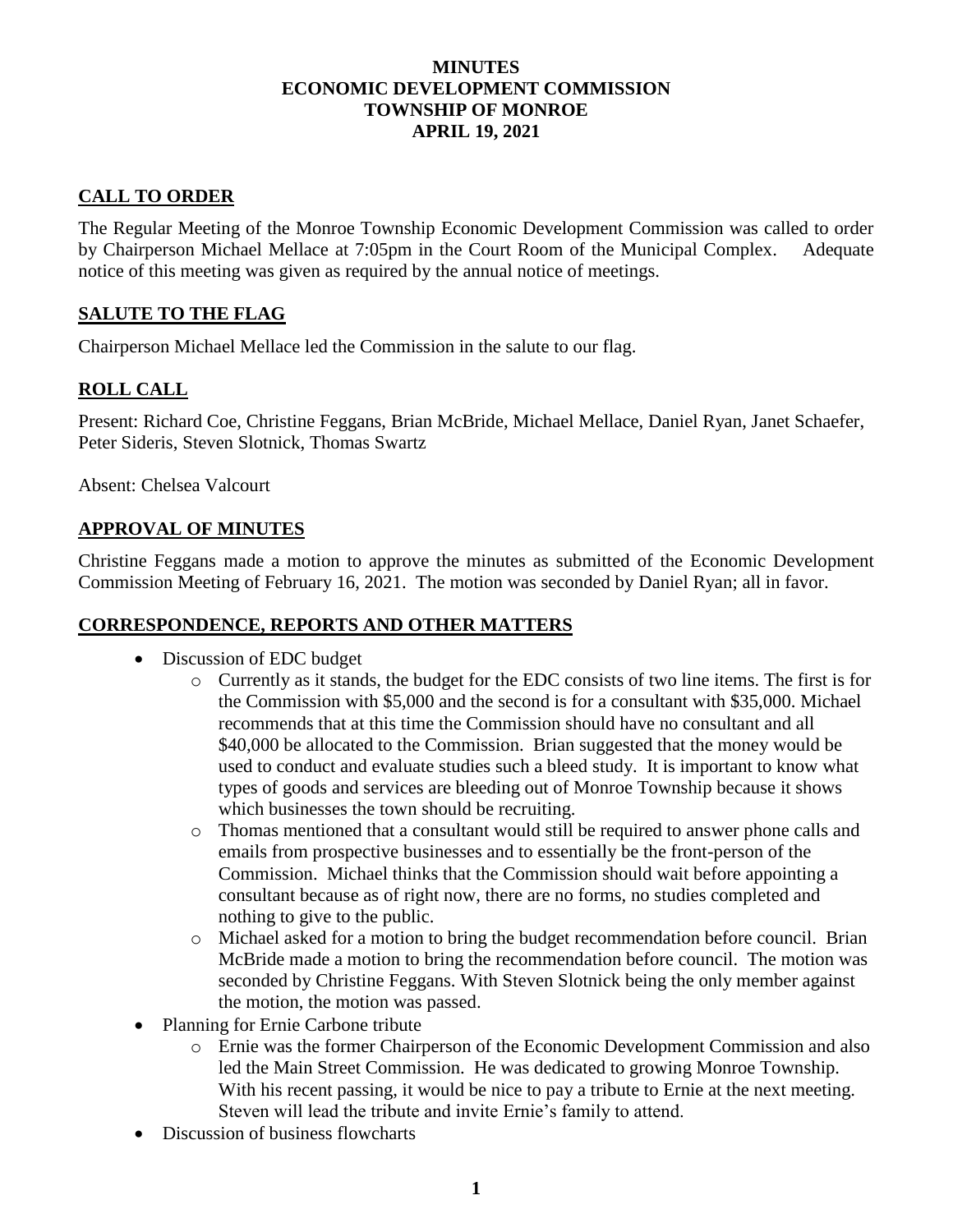# MINUTES
# ECONOMIC DEVELOPMENT COMMISSION
# TOWNSHIP OF MONROE
# APRIL 19, 2021

## CALL TO ORDER

The Regular Meeting of the Monroe Township Economic Development Commission was called to order by Chairperson Michael Mellace at 7:05pm in the Court Room of the Municipal Complex. Adequate notice of this meeting was given as required by the annual notice of meetings.

## SALUTE TO THE FLAG

Chairperson Michael Mellace led the Commission in the salute to our flag.

## ROLL CALL

Present: Richard Coe, Christine Feggans, Brian McBride, Michael Mellace, Daniel Ryan, Janet Schaefer, Peter Sideris, Steven Slotnick, Thomas Swartz

Absent: Chelsea Valcourt

## APPROVAL OF MINUTES

Christine Feggans made a motion to approve the minutes as submitted of the Economic Development Commission Meeting of February 16, 2021. The motion was seconded by Daniel Ryan; all in favor.

## CORRESPONDENCE, REPORTS AND OTHER MATTERS

- Discussion of EDC budget
  - Currently as it stands, the budget for the EDC consists of two line items. The first is for the Commission with $5,000 and the second is for a consultant with $35,000. Michael recommends that at this time the Commission should have no consultant and all $40,000 be allocated to the Commission. Brian suggested that the money would be used to conduct and evaluate studies such a bleed study. It is important to know what types of goods and services are bleeding out of Monroe Township because it shows which businesses the town should be recruiting.
  - Thomas mentioned that a consultant would still be required to answer phone calls and emails from prospective businesses and to essentially be the front-person of the Commission. Michael thinks that the Commission should wait before appointing a consultant because as of right now, there are no forms, no studies completed and nothing to give to the public.
  - Michael asked for a motion to bring the budget recommendation before council. Brian McBride made a motion to bring the recommendation before council. The motion was seconded by Christine Feggans. With Steven Slotnick being the only member against the motion, the motion was passed.
- Planning for Ernie Carbone tribute
  - Ernie was the former Chairperson of the Economic Development Commission and also led the Main Street Commission. He was dedicated to growing Monroe Township. With his recent passing, it would be nice to pay a tribute to Ernie at the next meeting. Steven will lead the tribute and invite Ernie's family to attend.
- Discussion of business flowcharts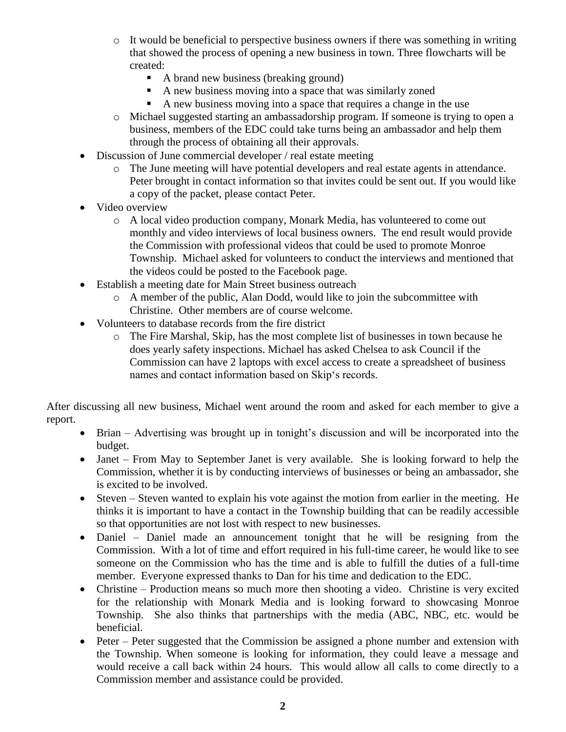- It would be beneficial to perspective business owners if there was something in writing that showed the process of opening a new business in town. Three flowcharts will be created:
    - A brand new business (breaking ground)
    - A new business moving into a space that was similarly zoned
    - A new business moving into a space that requires a change in the use
  - Michael suggested starting an ambassadorship program. If someone is trying to open a business, members of the EDC could take turns being an ambassador and help them through the process of obtaining all their approvals.
- Discussion of June commercial developer / real estate meeting
  - The June meeting will have potential developers and real estate agents in attendance. Peter brought in contact information so that invites could be sent out. If you would like a copy of the packet, please contact Peter.
- Video overview
  - A local video production company, Monark Media, has volunteered to come out monthly and video interviews of local business owners. The end result would provide the Commission with professional videos that could be used to promote Monroe Township. Michael asked for volunteers to conduct the interviews and mentioned that the videos could be posted to the Facebook page.
- Establish a meeting date for Main Street business outreach
  - A member of the public, Alan Dodd, would like to join the subcommittee with Christine. Other members are of course welcome.
- Volunteers to database records from the fire district
  - The Fire Marshal, Skip, has the most complete list of businesses in town because he does yearly safety inspections. Michael has asked Chelsea to ask Council if the Commission can have 2 laptops with excel access to create a spreadsheet of business names and contact information based on Skip's records.

After discussing all new business, Michael went around the room and asked for each member to give a report.

- Brian – Advertising was brought up in tonight's discussion and will be incorporated into the budget.
- Janet – From May to September Janet is very available. She is looking forward to help the Commission, whether it is by conducting interviews of businesses or being an ambassador, she is excited to be involved.
- Steven – Steven wanted to explain his vote against the motion from earlier in the meeting. He thinks it is important to have a contact in the Township building that can be readily accessible so that opportunities are not lost with respect to new businesses.
- Daniel – Daniel made an announcement tonight that he will be resigning from the Commission. With a lot of time and effort required in his full-time career, he would like to see someone on the Commission who has the time and is able to fulfill the duties of a full-time member. Everyone expressed thanks to Dan for his time and dedication to the EDC.
- Christine – Production means so much more then shooting a video. Christine is very excited for the relationship with Monark Media and is looking forward to showcasing Monroe Township. She also thinks that partnerships with the media (ABC, NBC, etc. would be beneficial.
- Peter – Peter suggested that the Commission be assigned a phone number and extension with the Township. When someone is looking for information, they could leave a message and would receive a call back within 24 hours. This would allow all calls to come directly to a Commission member and assistance could be provided.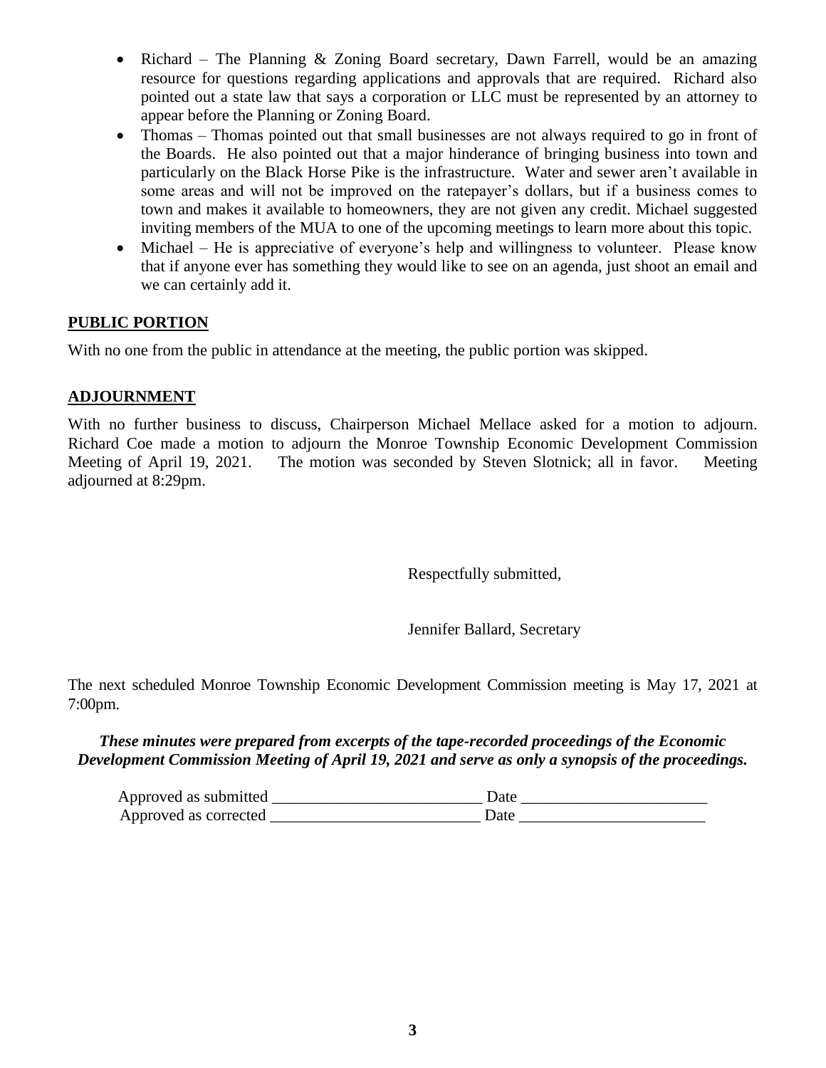- Richard – The Planning & Zoning Board secretary, Dawn Farrell, would be an amazing resource for questions regarding applications and approvals that are required. Richard also pointed out a state law that says a corporation or LLC must be represented by an attorney to appear before the Planning or Zoning Board.
- Thomas – Thomas pointed out that small businesses are not always required to go in front of the Boards. He also pointed out that a major hinderance of bringing business into town and particularly on the Black Horse Pike is the infrastructure. Water and sewer aren't available in some areas and will not be improved on the ratepayer's dollars, but if a business comes to town and makes it available to homeowners, they are not given any credit. Michael suggested inviting members of the MUA to one of the upcoming meetings to learn more about this topic.
- Michael – He is appreciative of everyone's help and willingness to volunteer. Please know that if anyone ever has something they would like to see on an agenda, just shoot an email and we can certainly add it.

**PUBLIC PORTION**

With no one from the public in attendance at the meeting, the public portion was skipped.

**ADJOURNMENT**

With no further business to discuss, Chairperson Michael Mellace asked for a motion to adjourn. Richard Coe made a motion to adjourn the Monroe Township Economic Development Commission Meeting of April 19, 2021. The motion was seconded by Steven Slotnick; all in favor. Meeting adjourned at 8:29pm.

Respectfully submitted,

Jennifer Ballard, Secretary

The next scheduled Monroe Township Economic Development Commission meeting is May 17, 2021 at 7:00pm.

***These minutes were prepared from excerpts of the tape-recorded proceedings of the Economic Development Commission Meeting of April 19, 2021 and serve as only a synopsis of the proceedings.***

Approved as submitted __________________________ Date _______________________
Approved as corrected __________________________ Date _______________________